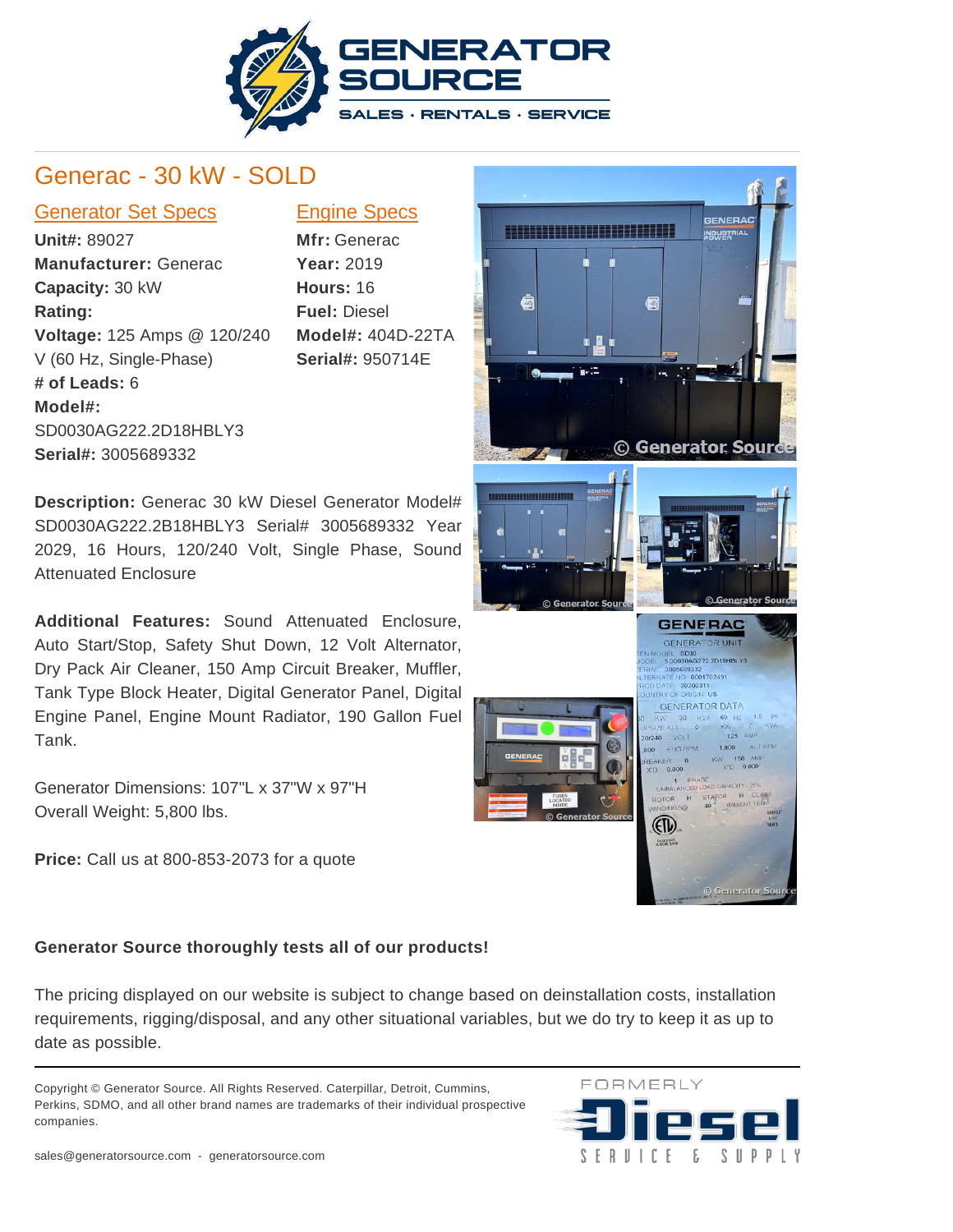# Generac - 30 kW - SOLD

## Generator Set Specs

**Unit#:** 89027
**Manufacturer:** Generac
**Capacity:** 30 kW
**Rating:**
**Voltage:** 125 Amps @ 120/240 V (60 Hz, Single-Phase)
**# of Leads:** 6
**Model#:** SD0030AG222.2D18HBLY3
**Serial#:** 3005689332

## Engine Specs

**Mfr:** Generac
**Year:** 2019
**Hours:** 16
**Fuel:** Diesel
**Model#:** 404D-22TA
**Serial#:** 950714E

**Description:** Generac 30 kW Diesel Generator Model# SD0030AG222.2B18HBLY3 Serial# 3005689332 Year 2029, 16 Hours, 120/240 Volt, Single Phase, Sound Attenuated Enclosure

**Additional Features:** Sound Attenuated Enclosure, Auto Start/Stop, Safety Shut Down, 12 Volt Alternator, Dry Pack Air Cleaner, 150 Amp Circuit Breaker, Muffler, Tank Type Block Heater, Digital Generator Panel, Digital Engine Panel, Engine Mount Radiator, 190 Gallon Fuel Tank.

Generator Dimensions: 107"L x 37"W x 97"H
Overall Weight: 5,800 lbs.

**Price:** Call us at 800-853-2073 for a quote

**Generator Source thoroughly tests all of our products!**

The pricing displayed on our website is subject to change based on deinstallation costs, installation requirements, rigging/disposal, and any other situational variables, but we do try to keep it as up to date as possible.

Copyright © Generator Source. All Rights Reserved. Caterpillar, Detroit, Cummins, Perkins, SDMO, and all other brand names are trademarks of their individual prospective companies.

sales@generatorsource.com - generatorsource.com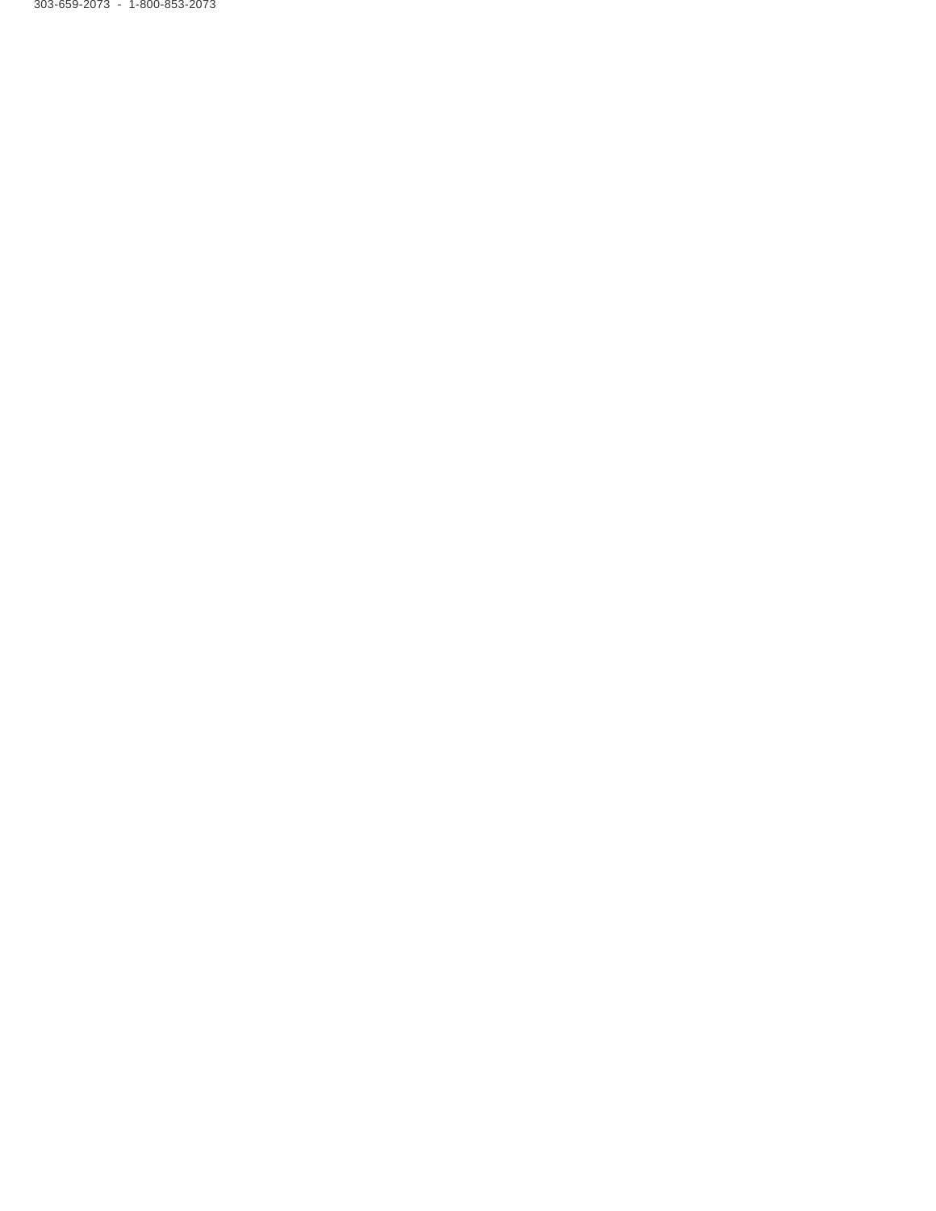303-659-2073 - 1-800-853-2073